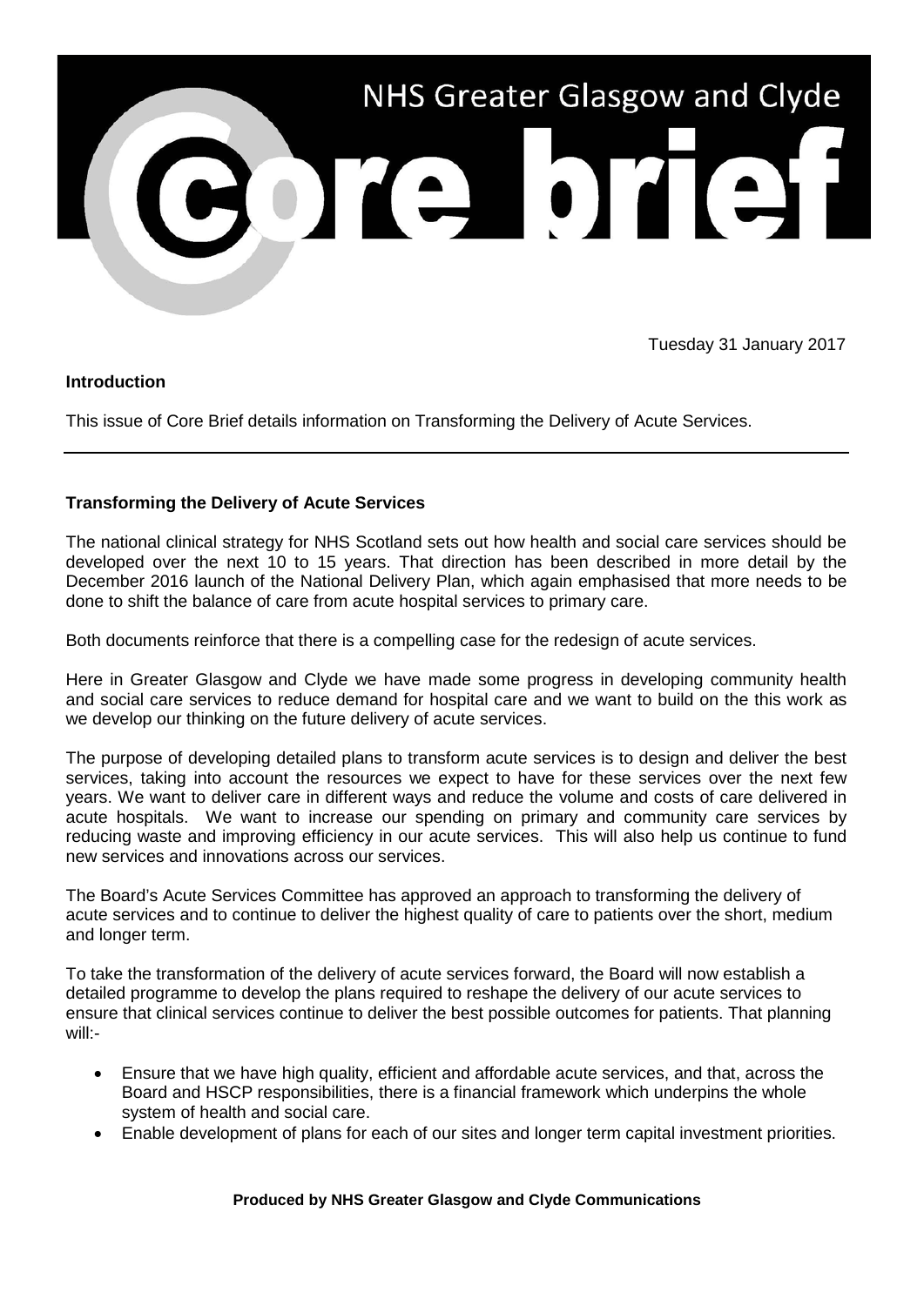# NHS Greater Glasgow and Clyde Core brief

Tuesday 31 January 2017

**Introduction**

This issue of Core Brief details information on Transforming the Delivery of Acute Services.

---

**Transforming the Delivery of Acute Services**

The national clinical strategy for NHS Scotland sets out how health and social care services should be developed over the next 10 to 15 years. That direction has been described in more detail by the December 2016 launch of the National Delivery Plan, which again emphasised that more needs to be done to shift the balance of care from acute hospital services to primary care.

Both documents reinforce that there is a compelling case for the redesign of acute services.

Here in Greater Glasgow and Clyde we have made some progress in developing community health and social care services to reduce demand for hospital care and we want to build on the this work as we develop our thinking on the future delivery of acute services.

The purpose of developing detailed plans to transform acute services is to design and deliver the best services, taking into account the resources we expect to have for these services over the next few years. We want to deliver care in different ways and reduce the volume and costs of care delivered in acute hospitals. We want to increase our spending on primary and community care services by reducing waste and improving efficiency in our acute services. This will also help us continue to fund new services and innovations across our services.

The Board's Acute Services Committee has approved an approach to transforming the delivery of acute services and to continue to deliver the highest quality of care to patients over the short, medium and longer term.

To take the transformation of the delivery of acute services forward, the Board will now establish a detailed programme to develop the plans required to reshape the delivery of our acute services to ensure that clinical services continue to deliver the best possible outcomes for patients. That planning will:-

- Ensure that we have high quality, efficient and affordable acute services, and that, across the Board and HSCP responsibilities, there is a financial framework which underpins the whole system of health and social care.
- Enable development of plans for each of our sites and longer term capital investment priorities.

**Produced by NHS Greater Glasgow and Clyde Communications**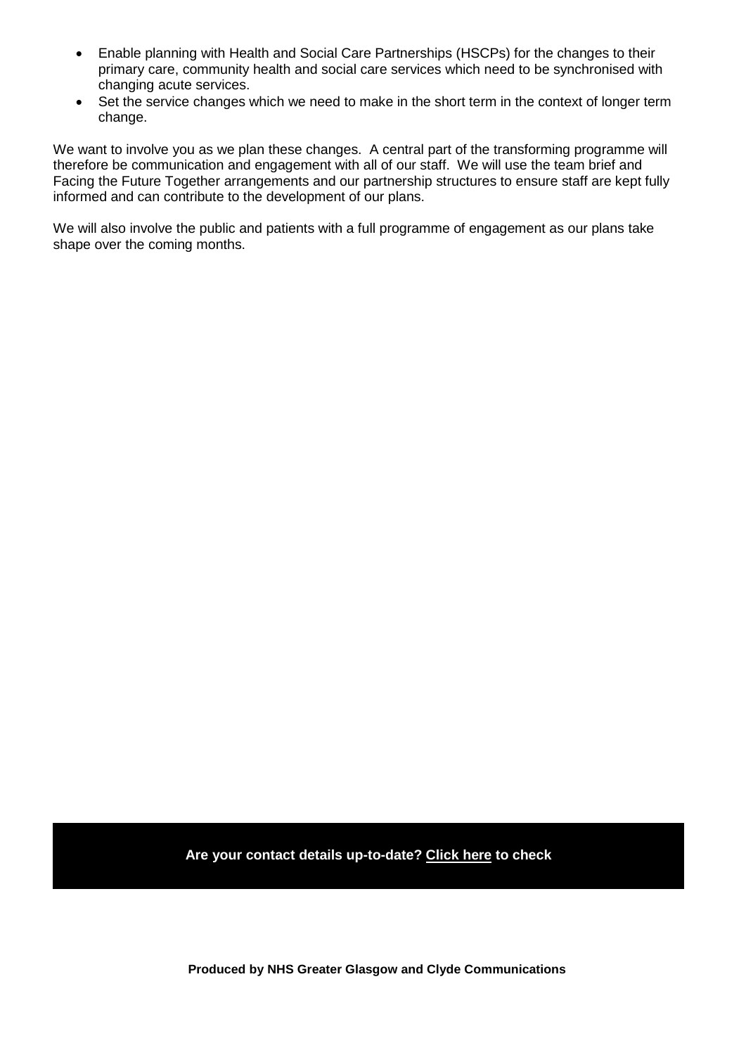- Enable planning with Health and Social Care Partnerships (HSCPs) for the changes to their primary care, community health and social care services which need to be synchronised with changing acute services.
- Set the service changes which we need to make in the short term in the context of longer term change.

We want to involve you as we plan these changes. A central part of the transforming programme will therefore be communication and engagement with all of our staff. We will use the team brief and Facing the Future Together arrangements and our partnership structures to ensure staff are kept fully informed and can contribute to the development of our plans.

We will also involve the public and patients with a full programme of engagement as our plans take shape over the coming months.

**Are your contact details up-to-date? Click here to check**

**Produced by NHS Greater Glasgow and Clyde Communications**